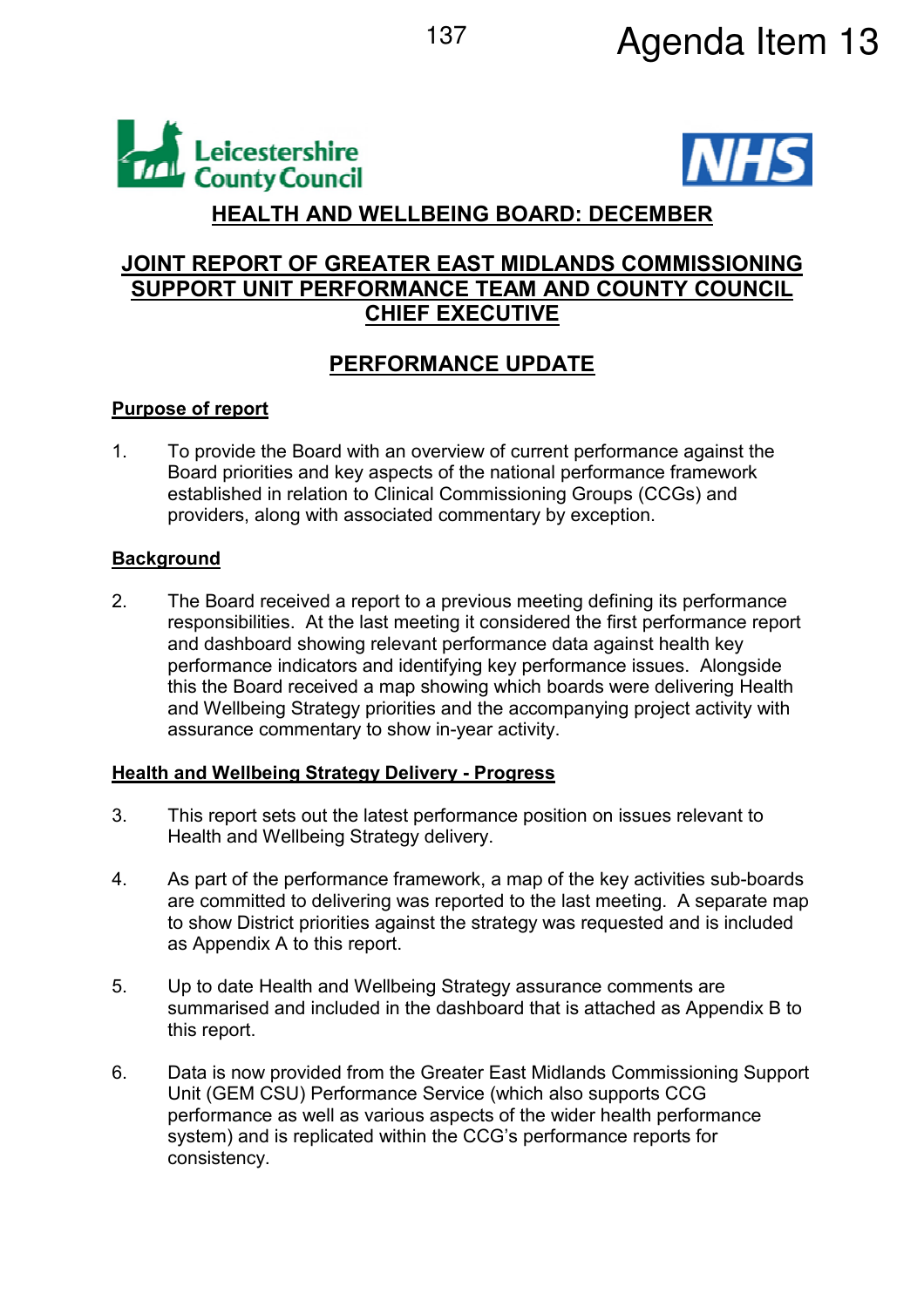Agenda Item 13

# HEALTH AND WELLBEING BOARD: DECEMBER

## JOINT REPORT OF GREATER EAST MIDLANDS COMMISSIONING SUPPORT UNIT PERFORMANCE TEAM AND COUNTY COUNCIL CHIEF EXECUTIVE

## PERFORMANCE UPDATE

### Purpose of report

1. To provide the Board with an overview of current performance against the Board priorities and key aspects of the national performance framework established in relation to Clinical Commissioning Groups (CCGs) and providers, along with associated commentary by exception.

### Background

2. The Board received a report to a previous meeting defining its performance responsibilities. At the last meeting it considered the first performance report and dashboard showing relevant performance data against health key performance indicators and identifying key performance issues. Alongside this the Board received a map showing which boards were delivering Health and Wellbeing Strategy priorities and the accompanying project activity with assurance commentary to show in-year activity.

### Health and Wellbeing Strategy Delivery - Progress

3. This report sets out the latest performance position on issues relevant to Health and Wellbeing Strategy delivery.

4. As part of the performance framework, a map of the key activities sub-boards are committed to delivering was reported to the last meeting. A separate map to show District priorities against the strategy was requested and is included as Appendix A to this report.

5. Up to date Health and Wellbeing Strategy assurance comments are summarised and included in the dashboard that is attached as Appendix B to this report.

6. Data is now provided from the Greater East Midlands Commissioning Support Unit (GEM CSU) Performance Service (which also supports CCG performance as well as various aspects of the wider health performance system) and is replicated within the CCG's performance reports for consistency.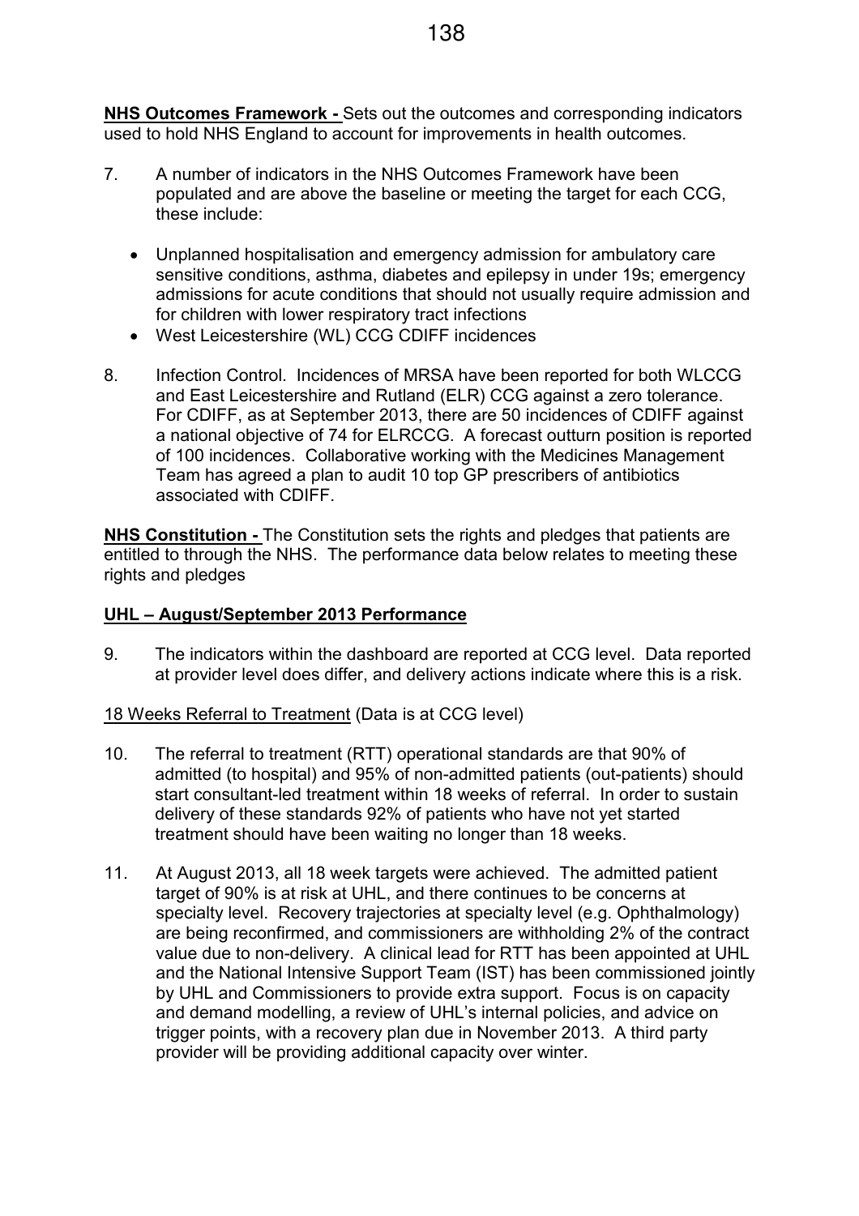**NHS Outcomes Framework -** Sets out the outcomes and corresponding indicators used to hold NHS England to account for improvements in health outcomes.

7. A number of indicators in the NHS Outcomes Framework have been populated and are above the baseline or meeting the target for each CCG, these include:

   - Unplanned hospitalisation and emergency admission for ambulatory care sensitive conditions, asthma, diabetes and epilepsy in under 19s; emergency admissions for acute conditions that should not usually require admission and for children with lower respiratory tract infections
   - West Leicestershire (WL) CCG CDIFF incidences

8. Infection Control. Incidences of MRSA have been reported for both WLCCG and East Leicestershire and Rutland (ELR) CCG against a zero tolerance. For CDIFF, as at September 2013, there are 50 incidences of CDIFF against a national objective of 74 for ELRCCG. A forecast outturn position is reported of 100 incidences. Collaborative working with the Medicines Management Team has agreed a plan to audit 10 top GP prescribers of antibiotics associated with CDIFF.

**NHS Constitution -** The Constitution sets the rights and pledges that patients are entitled to through the NHS. The performance data below relates to meeting these rights and pledges

**UHL – August/September 2013 Performance**

9. The indicators within the dashboard are reported at CCG level. Data reported at provider level does differ, and delivery actions indicate where this is a risk.

18 Weeks Referral to Treatment (Data is at CCG level)

10. The referral to treatment (RTT) operational standards are that 90% of admitted (to hospital) and 95% of non-admitted patients (out-patients) should start consultant-led treatment within 18 weeks of referral. In order to sustain delivery of these standards 92% of patients who have not yet started treatment should have been waiting no longer than 18 weeks.

11. At August 2013, all 18 week targets were achieved. The admitted patient target of 90% is at risk at UHL, and there continues to be concerns at specialty level. Recovery trajectories at specialty level (e.g. Ophthalmology) are being reconfirmed, and commissioners are withholding 2% of the contract value due to non-delivery. A clinical lead for RTT has been appointed at UHL and the National Intensive Support Team (IST) has been commissioned jointly by UHL and Commissioners to provide extra support. Focus is on capacity and demand modelling, a review of UHL's internal policies, and advice on trigger points, with a recovery plan due in November 2013. A third party provider will be providing additional capacity over winter.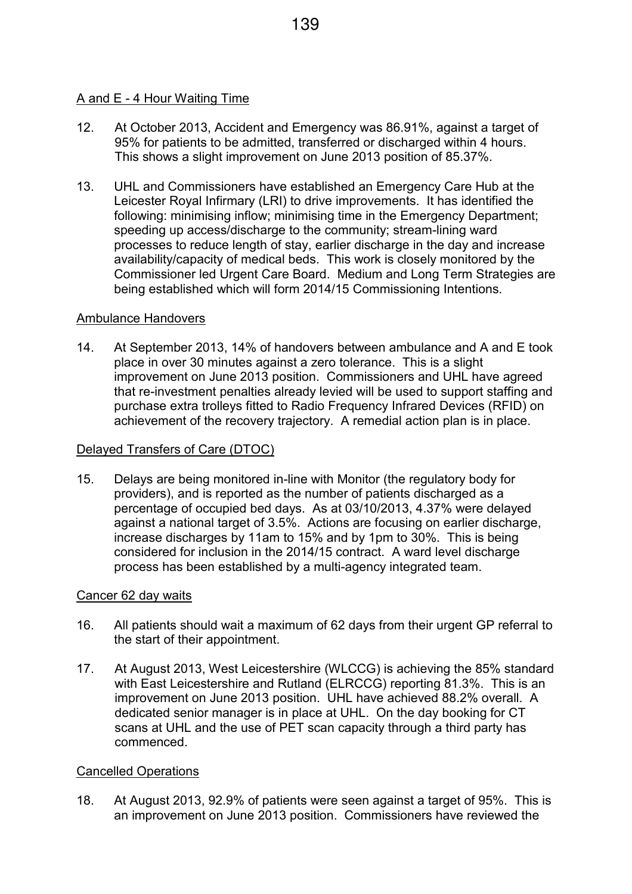A and E - 4 Hour Waiting Time

12. At October 2013, Accident and Emergency was 86.91%, against a target of 95% for patients to be admitted, transferred or discharged within 4 hours. This shows a slight improvement on June 2013 position of 85.37%.

13. UHL and Commissioners have established an Emergency Care Hub at the Leicester Royal Infirmary (LRI) to drive improvements. It has identified the following: minimising inflow; minimising time in the Emergency Department; speeding up access/discharge to the community; stream-lining ward processes to reduce length of stay, earlier discharge in the day and increase availability/capacity of medical beds. This work is closely monitored by the Commissioner led Urgent Care Board. Medium and Long Term Strategies are being established which will form 2014/15 Commissioning Intentions.

Ambulance Handovers

14. At September 2013, 14% of handovers between ambulance and A and E took place in over 30 minutes against a zero tolerance. This is a slight improvement on June 2013 position. Commissioners and UHL have agreed that re-investment penalties already levied will be used to support staffing and purchase extra trolleys fitted to Radio Frequency Infrared Devices (RFID) on achievement of the recovery trajectory. A remedial action plan is in place.

Delayed Transfers of Care (DTOC)

15. Delays are being monitored in-line with Monitor (the regulatory body for providers), and is reported as the number of patients discharged as a percentage of occupied bed days. As at 03/10/2013, 4.37% were delayed against a national target of 3.5%. Actions are focusing on earlier discharge, increase discharges by 11am to 15% and by 1pm to 30%. This is being considered for inclusion in the 2014/15 contract. A ward level discharge process has been established by a multi-agency integrated team.

Cancer 62 day waits

16. All patients should wait a maximum of 62 days from their urgent GP referral to the start of their appointment.

17. At August 2013, West Leicestershire (WLCCG) is achieving the 85% standard with East Leicestershire and Rutland (ELRCCG) reporting 81.3%. This is an improvement on June 2013 position. UHL have achieved 88.2% overall. A dedicated senior manager is in place at UHL. On the day booking for CT scans at UHL and the use of PET scan capacity through a third party has commenced.

Cancelled Operations

18. At August 2013, 92.9% of patients were seen against a target of 95%. This is an improvement on June 2013 position. Commissioners have reviewed the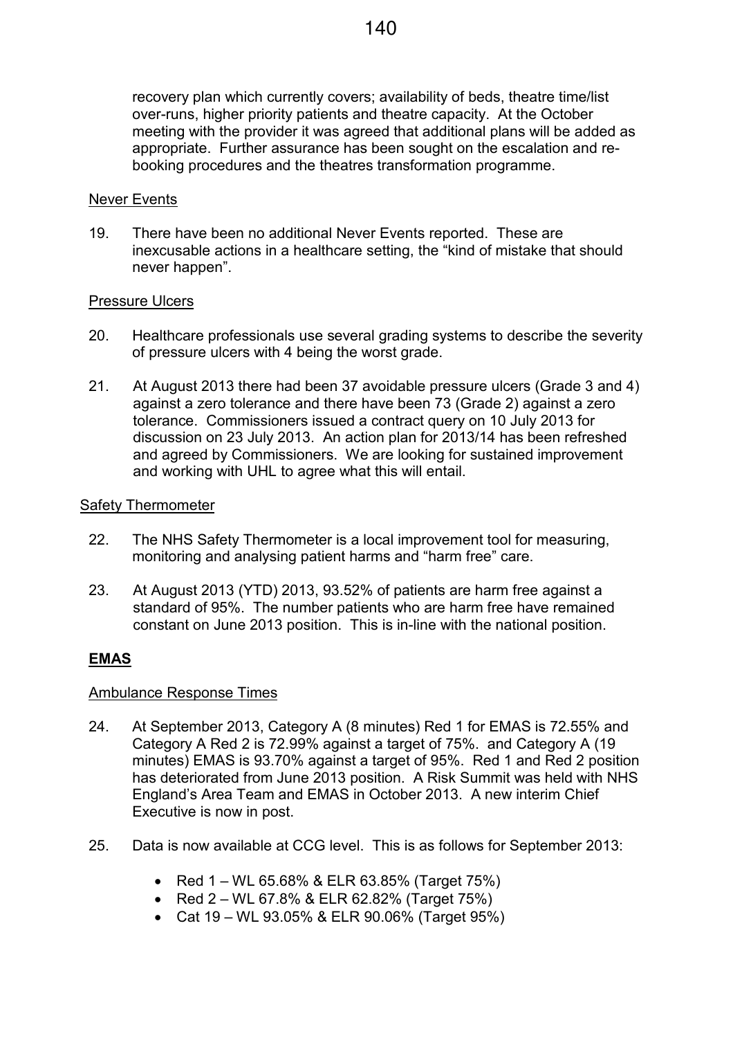recovery plan which currently covers; availability of beds, theatre time/list over-runs, higher priority patients and theatre capacity. At the October meeting with the provider it was agreed that additional plans will be added as appropriate. Further assurance has been sought on the escalation and re-booking procedures and the theatres transformation programme.

Never Events

19. There have been no additional Never Events reported. These are inexcusable actions in a healthcare setting, the "kind of mistake that should never happen".

Pressure Ulcers

20. Healthcare professionals use several grading systems to describe the severity of pressure ulcers with 4 being the worst grade.

21. At August 2013 there had been 37 avoidable pressure ulcers (Grade 3 and 4) against a zero tolerance and there have been 73 (Grade 2) against a zero tolerance. Commissioners issued a contract query on 10 July 2013 for discussion on 23 July 2013. An action plan for 2013/14 has been refreshed and agreed by Commissioners. We are looking for sustained improvement and working with UHL to agree what this will entail.

Safety Thermometer

22. The NHS Safety Thermometer is a local improvement tool for measuring, monitoring and analysing patient harms and "harm free" care.

23. At August 2013 (YTD) 2013, 93.52% of patients are harm free against a standard of 95%. The number patients who are harm free have remained constant on June 2013 position. This is in-line with the national position.

**EMAS**

Ambulance Response Times

24. At September 2013, Category A (8 minutes) Red 1 for EMAS is 72.55% and Category A Red 2 is 72.99% against a target of 75%. and Category A (19 minutes) EMAS is 93.70% against a target of 95%. Red 1 and Red 2 position has deteriorated from June 2013 position. A Risk Summit was held with NHS England's Area Team and EMAS in October 2013. A new interim Chief Executive is now in post.

25. Data is now available at CCG level. This is as follows for September 2013:

- Red 1 – WL 65.68% & ELR 63.85% (Target 75%)
- Red 2 – WL 67.8% & ELR 62.82% (Target 75%)
- Cat 19 – WL 93.05% & ELR 90.06% (Target 95%)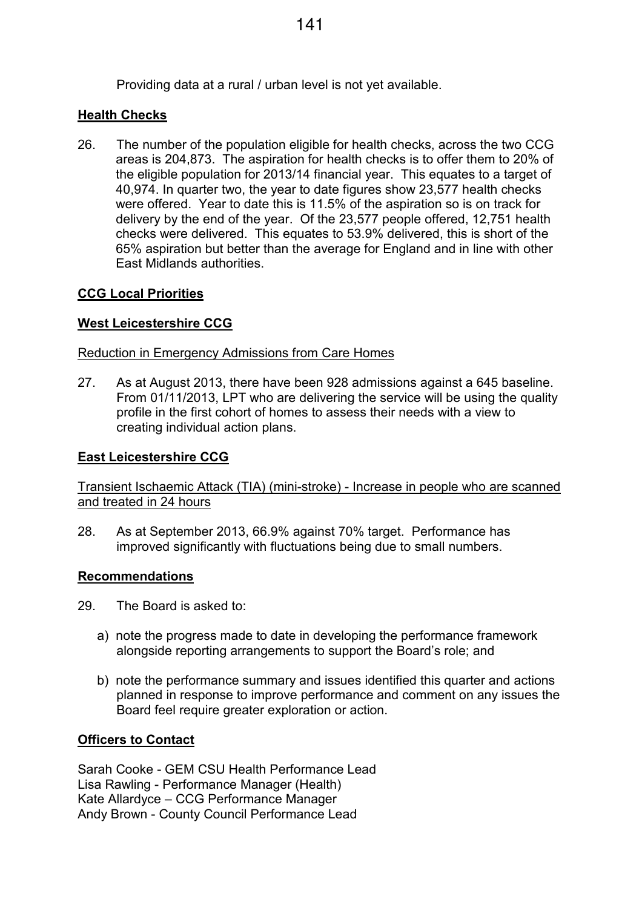Providing data at a rural / urban level is not yet available.

**Health Checks**

26. The number of the population eligible for health checks, across the two CCG areas is 204,873. The aspiration for health checks is to offer them to 20% of the eligible population for 2013/14 financial year. This equates to a target of 40,974. In quarter two, the year to date figures show 23,577 health checks were offered. Year to date this is 11.5% of the aspiration so is on track for delivery by the end of the year. Of the 23,577 people offered, 12,751 health checks were delivered. This equates to 53.9% delivered, this is short of the 65% aspiration but better than the average for England and in line with other East Midlands authorities.

**CCG Local Priorities**

**West Leicestershire CCG**

Reduction in Emergency Admissions from Care Homes

27. As at August 2013, there have been 928 admissions against a 645 baseline. From 01/11/2013, LPT who are delivering the service will be using the quality profile in the first cohort of homes to assess their needs with a view to creating individual action plans.

**East Leicestershire CCG**

Transient Ischaemic Attack (TIA) (mini-stroke) - Increase in people who are scanned and treated in 24 hours

28. As at September 2013, 66.9% against 70% target. Performance has improved significantly with fluctuations being due to small numbers.

**Recommendations**

29. The Board is asked to:

    a) note the progress made to date in developing the performance framework alongside reporting arrangements to support the Board's role; and

    b) note the performance summary and issues identified this quarter and actions planned in response to improve performance and comment on any issues the Board feel require greater exploration or action.

**Officers to Contact**

Sarah Cooke - GEM CSU Health Performance Lead
Lisa Rawling - Performance Manager (Health)
Kate Allardyce – CCG Performance Manager
Andy Brown - County Council Performance Lead